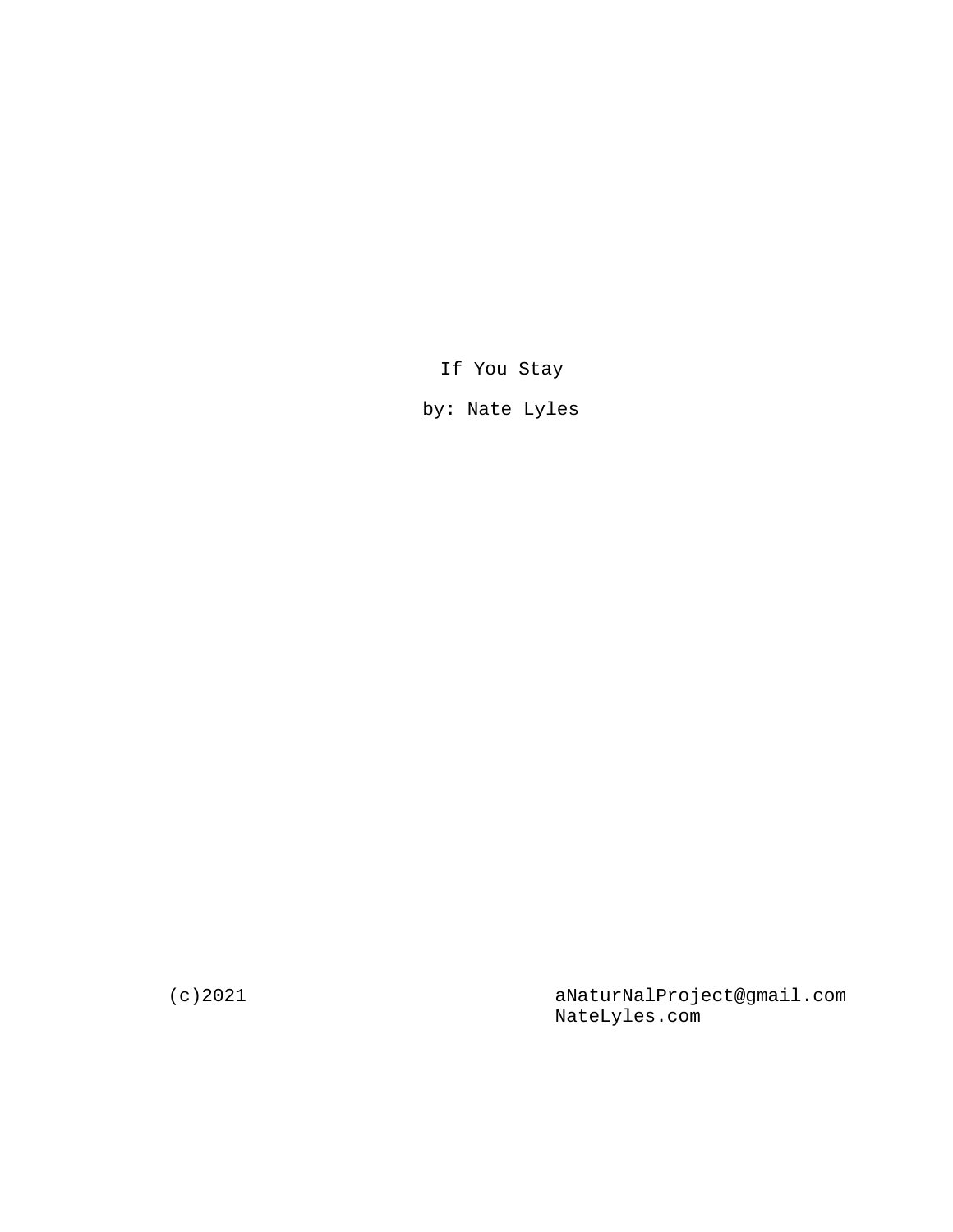# If You Stay

by: Nate Lyles

(c)2021

aNaturNalProject@gmail.com
NateLyles.com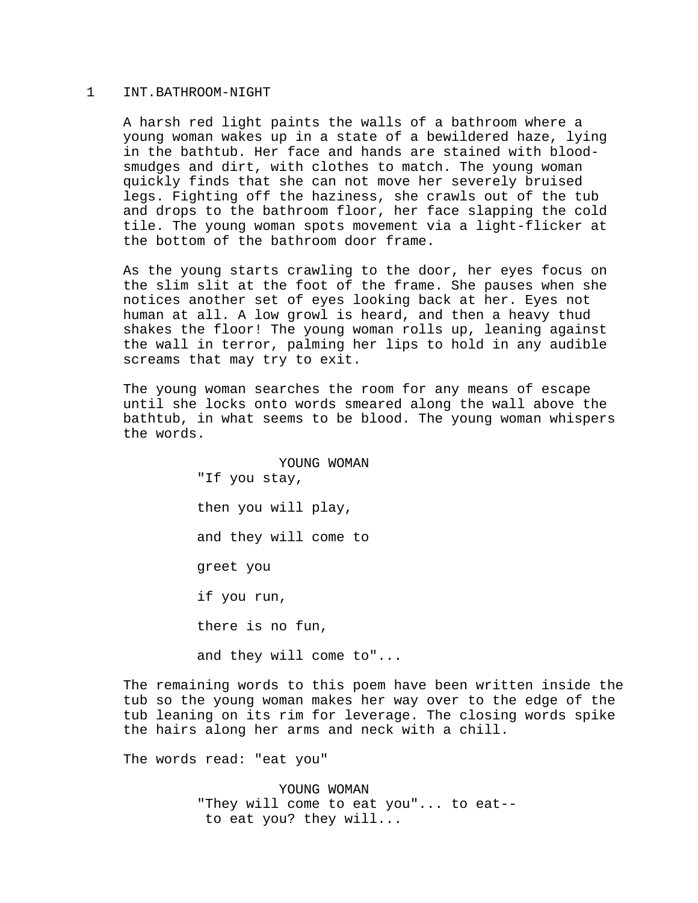1 INT.BATHROOM-NIGHT

A harsh red light paints the walls of a bathroom where a young woman wakes up in a state of a bewildered haze, lying in the bathtub. Her face and hands are stained with blood-smudges and dirt, with clothes to match. The young woman quickly finds that she can not move her severely bruised legs. Fighting off the haziness, she crawls out of the tub and drops to the bathroom floor, her face slapping the cold tile. The young woman spots movement via a light-flicker at the bottom of the bathroom door frame.

As the young starts crawling to the door, her eyes focus on the slim slit at the foot of the frame. She pauses when she notices another set of eyes looking back at her. Eyes not human at all. A low growl is heard, and then a heavy thud shakes the floor! The young woman rolls up, leaning against the wall in terror, palming her lips to hold in any audible screams that may try to exit.

The young woman searches the room for any means of escape until she locks onto words smeared along the wall above the bathtub, in what seems to be blood. The young woman whispers the words.

YOUNG WOMAN

"If you stay,

then you will play,

and they will come to

greet you

if you run,

there is no fun,

and they will come to"...

The remaining words to this poem have been written inside the tub so the young woman makes her way over to the edge of the tub leaning on its rim for leverage. The closing words spike the hairs along her arms and neck with a chill.

The words read: "eat you"

YOUNG WOMAN

"They will come to eat you"... to eat-- to eat you? they will...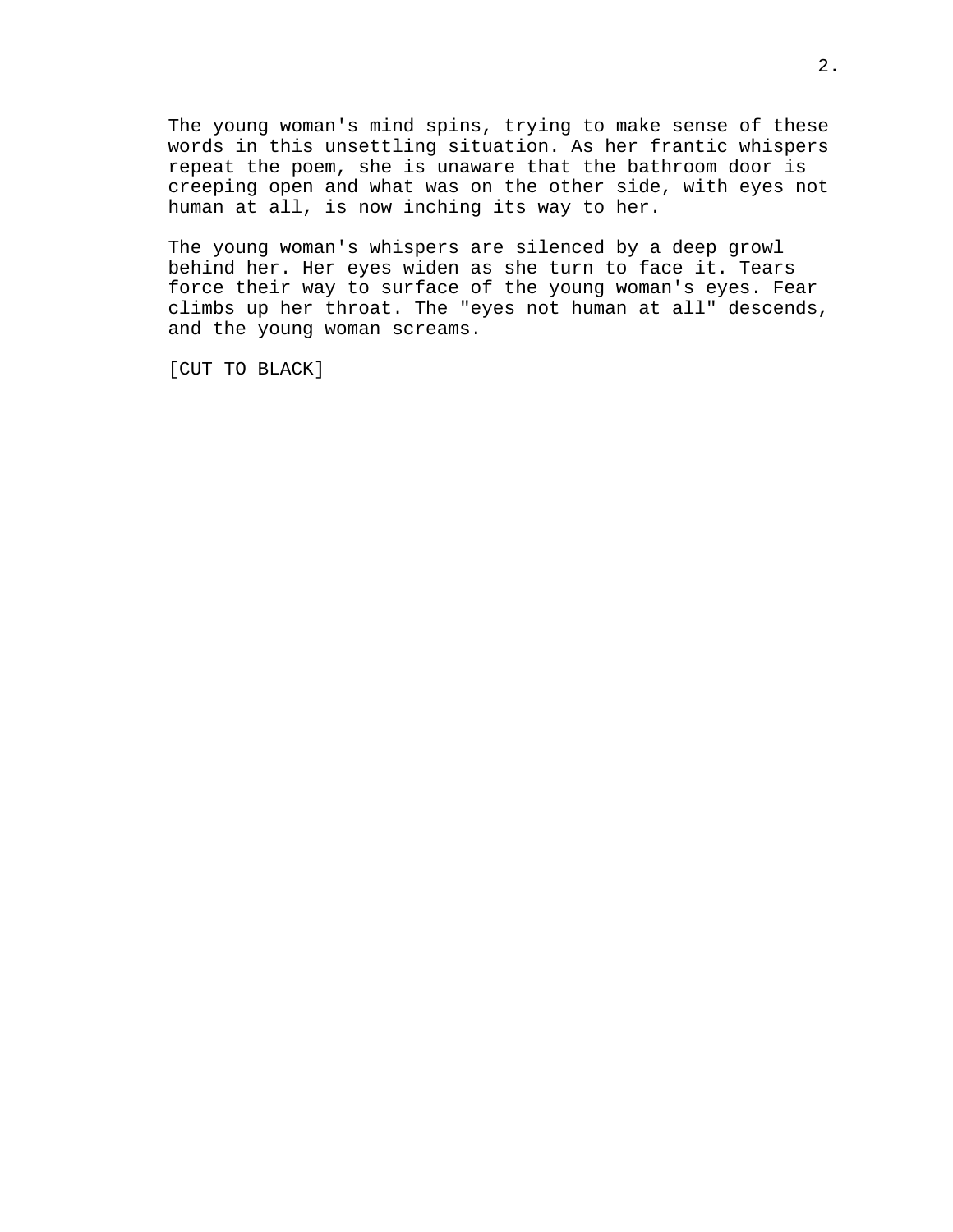The young woman's mind spins, trying to make sense of these words in this unsettling situation. As her frantic whispers repeat the poem, she is unaware that the bathroom door is creeping open and what was on the other side, with eyes not human at all, is now inching its way to her.

The young woman's whispers are silenced by a deep growl behind her. Her eyes widen as she turn to face it. Tears force their way to surface of the young woman's eyes. Fear climbs up her throat. The "eyes not human at all" descends, and the young woman screams.

[CUT TO BLACK]